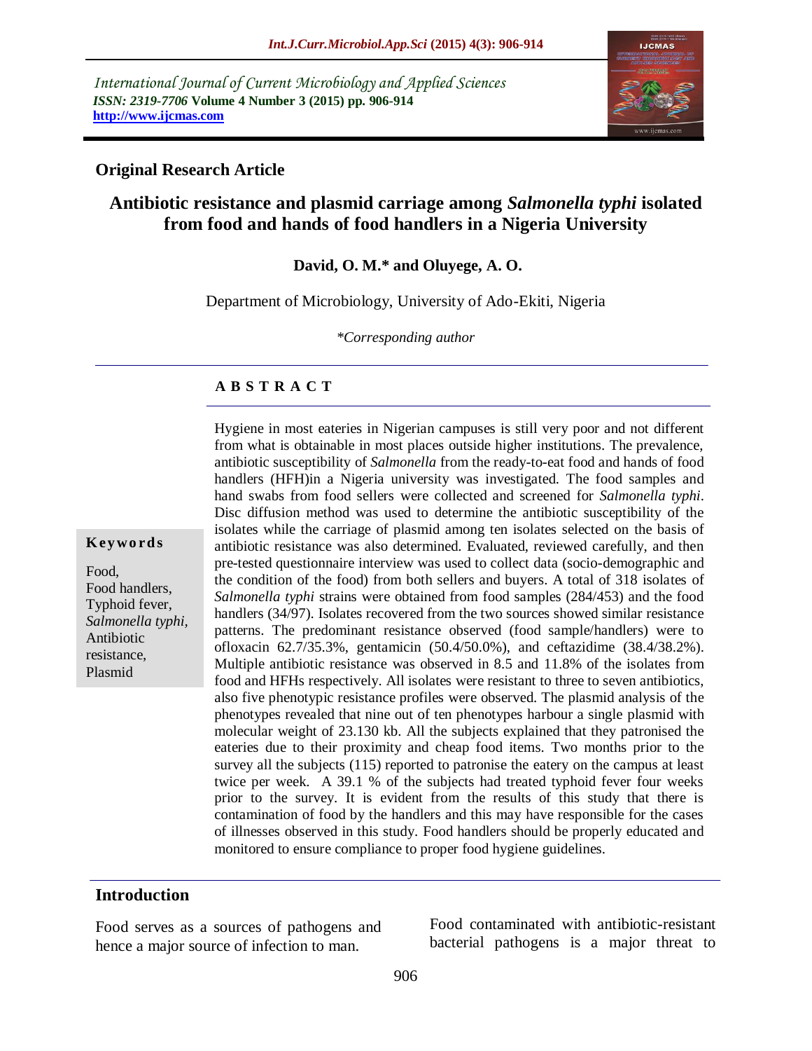International Journal of Current Microbiology and Applied Sciences
*ISSN: 2319-7706* **Volume 4 Number 3 (2015) pp. 906-914**
**http://www.ijcmas.com**

## Original Research Article

# Antibiotic resistance and plasmid carriage among *Salmonella typhi* isolated from food and hands of food handlers in a Nigeria University

**David, O. M.* and Oluyege, A. O.**

Department of Microbiology, University of Ado-Ekiti, Nigeria

*\*Corresponding author*

### A B S T R A C T

**Keywords**

Food,
Food handlers,
Typhoid fever,
*Salmonella typhi*,
Antibiotic resistance,
Plasmid

Hygiene in most eateries in Nigerian campuses is still very poor and not different from what is obtainable in most places outside higher institutions. The prevalence, antibiotic susceptibility of *Salmonella* from the ready-to-eat food and hands of food handlers (HFH)in a Nigeria university was investigated. The food samples and hand swabs from food sellers were collected and screened for *Salmonella typhi*. Disc diffusion method was used to determine the antibiotic susceptibility of the isolates while the carriage of plasmid among ten isolates selected on the basis of antibiotic resistance was also determined. Evaluated, reviewed carefully, and then pre-tested questionnaire interview was used to collect data (socio-demographic and the condition of the food) from both sellers and buyers. A total of 318 isolates of *Salmonella typhi* strains were obtained from food samples (284/453) and the food handlers (34/97). Isolates recovered from the two sources showed similar resistance patterns. The predominant resistance observed (food sample/handlers) were to ofloxacin 62.7/35.3%, gentamicin (50.4/50.0%), and ceftazidime (38.4/38.2%). Multiple antibiotic resistance was observed in 8.5 and 11.8% of the isolates from food and HFHs respectively. All isolates were resistant to three to seven antibiotics, also five phenotypic resistance profiles were observed. The plasmid analysis of the phenotypes revealed that nine out of ten phenotypes harbour a single plasmid with molecular weight of 23.130 kb. All the subjects explained that they patronised the eateries due to their proximity and cheap food items. Two months prior to the survey all the subjects (115) reported to patronise the eatery on the campus at least twice per week. A 39.1 % of the subjects had treated typhoid fever four weeks prior to the survey. It is evident from the results of this study that there is contamination of food by the handlers and this may have responsible for the cases of illnesses observed in this study. Food handlers should be properly educated and monitored to ensure compliance to proper food hygiene guidelines.

## Introduction

Food serves as a sources of pathogens and hence a major source of infection to man.

Food contaminated with antibiotic-resistant bacterial pathogens is a major threat to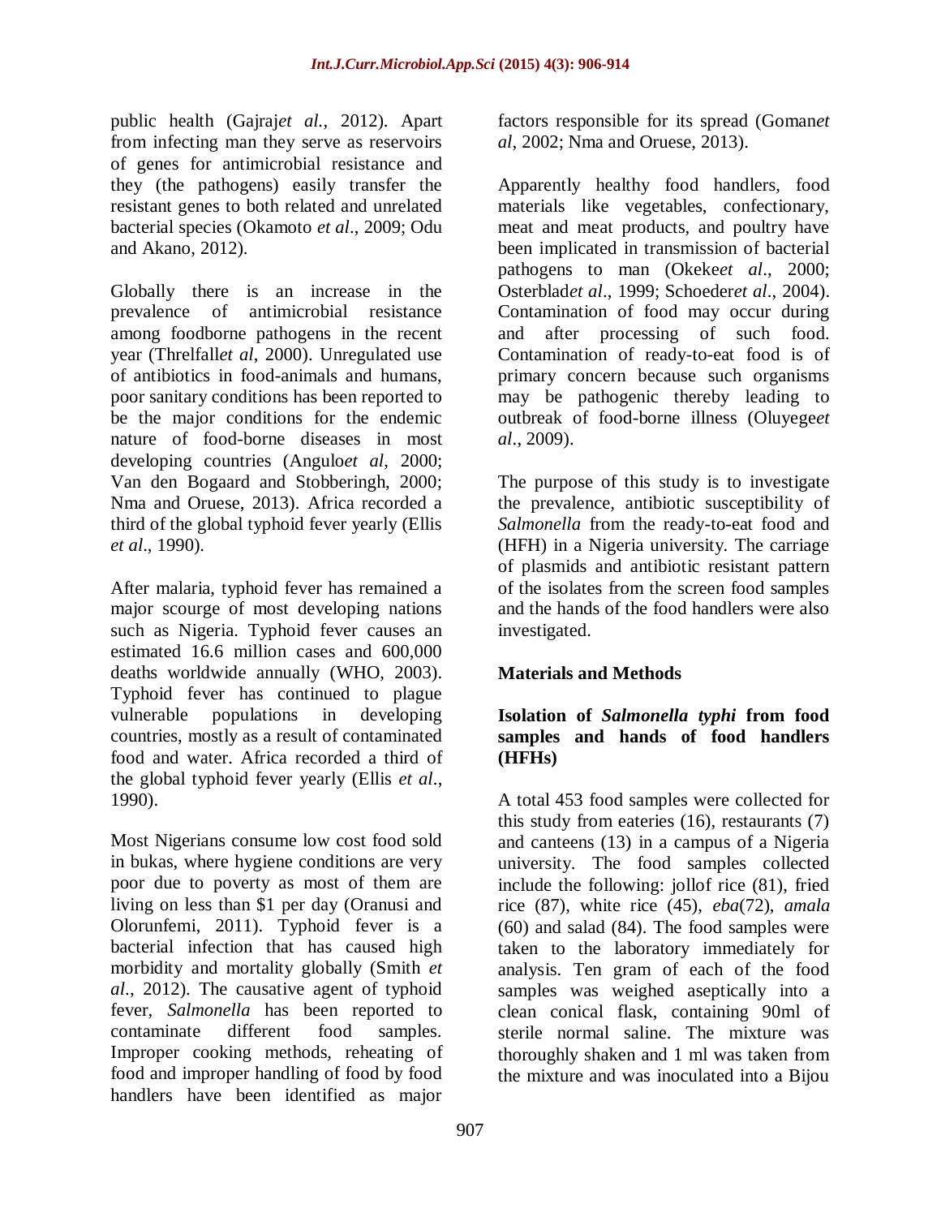public health (Gajraj*et al.*, 2012). Apart from infecting man they serve as reservoirs of genes for antimicrobial resistance and they (the pathogens) easily transfer the resistant genes to both related and unrelated bacterial species (Okamoto *et al*., 2009; Odu and Akano, 2012).

Globally there is an increase in the prevalence of antimicrobial resistance among foodborne pathogens in the recent year (Threlfall*et al*, 2000). Unregulated use of antibiotics in food-animals and humans, poor sanitary conditions has been reported to be the major conditions for the endemic nature of food-borne diseases in most developing countries (Angulo*et al*, 2000; Van den Bogaard and Stobberingh, 2000; Nma and Oruese, 2013). Africa recorded a third of the global typhoid fever yearly (Ellis *et al*., 1990).

After malaria, typhoid fever has remained a major scourge of most developing nations such as Nigeria. Typhoid fever causes an estimated 16.6 million cases and 600,000 deaths worldwide annually (WHO, 2003). Typhoid fever has continued to plague vulnerable populations in developing countries, mostly as a result of contaminated food and water. Africa recorded a third of the global typhoid fever yearly (Ellis *et al*., 1990).

Most Nigerians consume low cost food sold in bukas, where hygiene conditions are very poor due to poverty as most of them are living on less than $1 per day (Oranusi and Olorunfemi, 2011). Typhoid fever is a bacterial infection that has caused high morbidity and mortality globally (Smith *et al*., 2012). The causative agent of typhoid fever, *Salmonella* has been reported to contaminate different food samples. Improper cooking methods, reheating of food and improper handling of food by food handlers have been identified as major factors responsible for its spread (Goman*et al*, 2002; Nma and Oruese, 2013).

Apparently healthy food handlers, food materials like vegetables, confectionary, meat and meat products, and poultry have been implicated in transmission of bacterial pathogens to man (Okeke*et al*., 2000; Osterblad*et al*., 1999; Schoeder*et al*., 2004). Contamination of food may occur during and after processing of such food. Contamination of ready-to-eat food is of primary concern because such organisms may be pathogenic thereby leading to outbreak of food-borne illness (Oluyege*et al*., 2009).

The purpose of this study is to investigate the prevalence, antibiotic susceptibility of *Salmonella* from the ready-to-eat food and (HFH) in a Nigeria university. The carriage of plasmids and antibiotic resistant pattern of the isolates from the screen food samples and the hands of the food handlers were also investigated.

## Materials and Methods

### Isolation of *Salmonella typhi* from food samples and hands of food handlers (HFHs)

A total 453 food samples were collected for this study from eateries (16), restaurants (7) and canteens (13) in a campus of a Nigeria university. The food samples collected include the following: jollof rice (81), fried rice (87), white rice (45), *eba*(72), *amala* (60) and salad (84). The food samples were taken to the laboratory immediately for analysis. Ten gram of each of the food samples was weighed aseptically into a clean conical flask, containing 90ml of sterile normal saline. The mixture was thoroughly shaken and 1 ml was taken from the mixture and was inoculated into a Bijou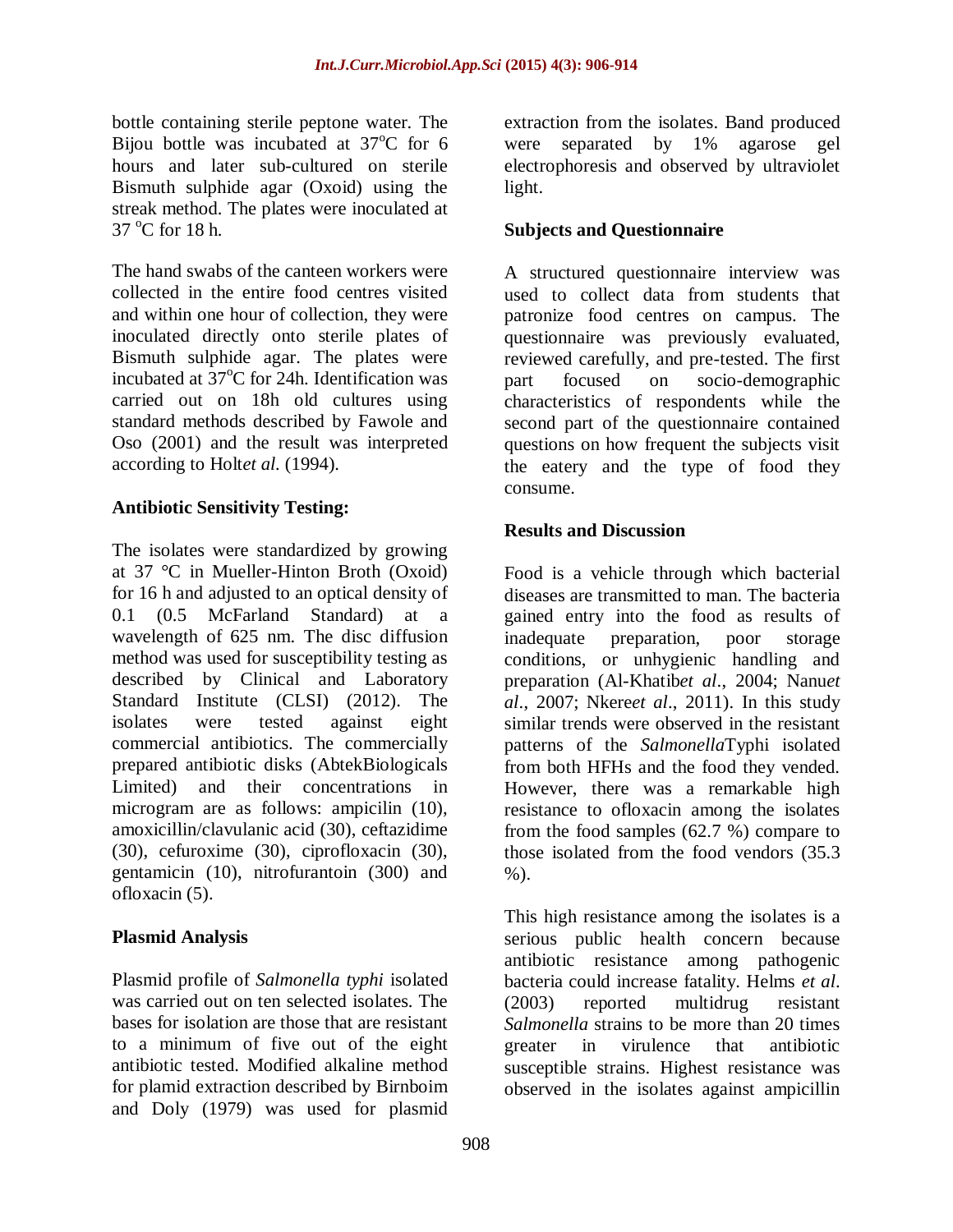bottle containing sterile peptone water. The Bijou bottle was incubated at 37$^{o}$C for 6 hours and later sub-cultured on sterile Bismuth sulphide agar (Oxoid) using the streak method. The plates were inoculated at 37 $^{o}$C for 18 h.

The hand swabs of the canteen workers were collected in the entire food centres visited and within one hour of collection, they were inoculated directly onto sterile plates of Bismuth sulphide agar. The plates were incubated at 37$^{o}$C for 24h. Identification was carried out on 18h old cultures using standard methods described by Fawole and Oso (2001) and the result was interpreted according to Holt*et al.* (1994).

**Antibiotic Sensitivity Testing:**

The isolates were standardized by growing at 37 °C in Mueller-Hinton Broth (Oxoid) for 16 h and adjusted to an optical density of 0.1 (0.5 McFarland Standard) at a wavelength of 625 nm. The disc diffusion method was used for susceptibility testing as described by Clinical and Laboratory Standard Institute (CLSI) (2012). The isolates were tested against eight commercial antibiotics. The commercially prepared antibiotic disks (AbtekBiologicals Limited) and their concentrations in microgram are as follows: ampicilin (10), amoxicillin/clavulanic acid (30), ceftazidime (30), cefuroxime (30), ciprofloxacin (30), gentamicin (10), nitrofurantoin (300) and ofloxacin (5).

**Plasmid Analysis**

Plasmid profile of *Salmonella typhi* isolated was carried out on ten selected isolates. The bases for isolation are those that are resistant to a minimum of five out of the eight antibiotic tested. Modified alkaline method for plamid extraction described by Birnboim and Doly (1979) was used for plasmid extraction from the isolates. Band produced were separated by 1% agarose gel electrophoresis and observed by ultraviolet light.

**Subjects and Questionnaire**

A structured questionnaire interview was used to collect data from students that patronize food centres on campus. The questionnaire was previously evaluated, reviewed carefully, and pre-tested. The first part focused on socio-demographic characteristics of respondents while the second part of the questionnaire contained questions on how frequent the subjects visit the eatery and the type of food they consume.

**Results and Discussion**

Food is a vehicle through which bacterial diseases are transmitted to man. The bacteria gained entry into the food as results of inadequate preparation, poor storage conditions, or unhygienic handling and preparation (Al-Khatib*et al*., 2004; Nanu*et al*., 2007; Nkere*et al*., 2011). In this study similar trends were observed in the resistant patterns of the *Salmonella*Typhi isolated from both HFHs and the food they vended. However, there was a remarkable high resistance to ofloxacin among the isolates from the food samples (62.7 %) compare to those isolated from the food vendors (35.3 %).

This high resistance among the isolates is a serious public health concern because antibiotic resistance among pathogenic bacteria could increase fatality. Helms *et al*. (2003) reported multidrug resistant *Salmonella* strains to be more than 20 times greater in virulence that antibiotic susceptible strains. Highest resistance was observed in the isolates against ampicillin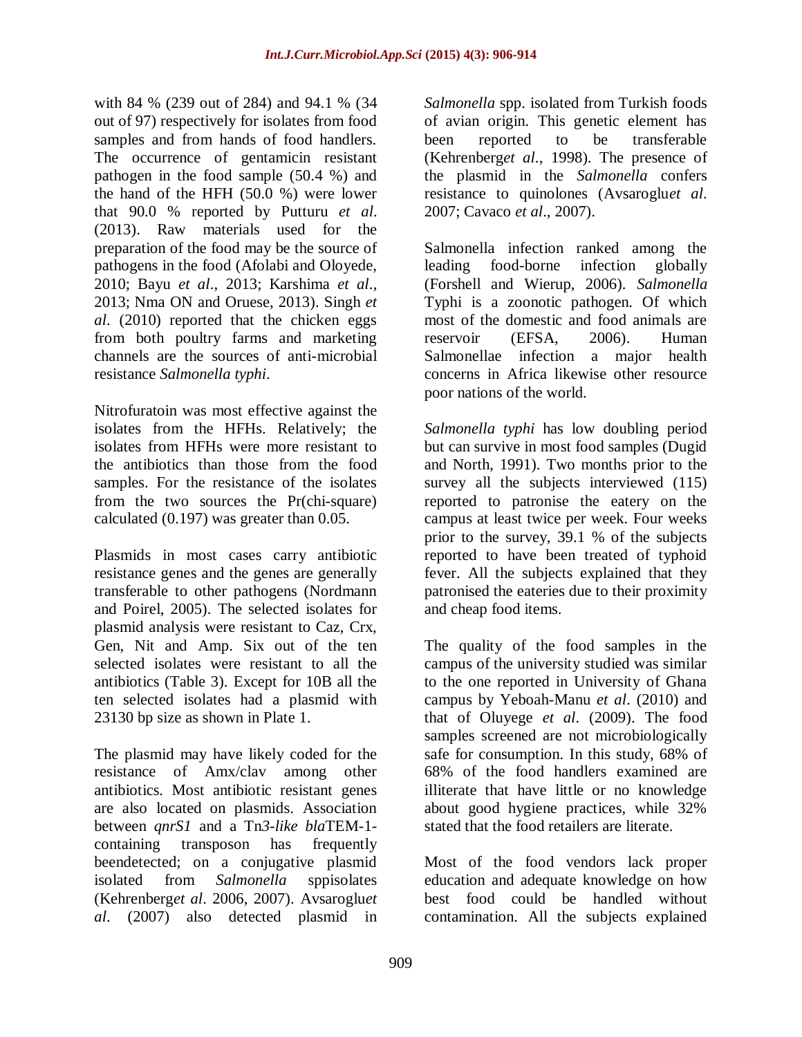with 84 % (239 out of 284) and 94.1 % (34 out of 97) respectively for isolates from food samples and from hands of food handlers. The occurrence of gentamicin resistant pathogen in the food sample (50.4 %) and the hand of the HFH (50.0 %) were lower that 90.0 % reported by Putturu *et al*. (2013). Raw materials used for the preparation of the food may be the source of pathogens in the food (Afolabi and Oloyede, 2010; Bayu *et al*., 2013; Karshima *et al*., 2013; Nma ON and Oruese, 2013). Singh *et al*. (2010) reported that the chicken eggs from both poultry farms and marketing channels are the sources of anti-microbial resistance *Salmonella typhi*.

Nitrofuratoin was most effective against the isolates from the HFHs. Relatively; the isolates from HFHs were more resistant to the antibiotics than those from the food samples. For the resistance of the isolates from the two sources the Pr(chi-square) calculated (0.197) was greater than 0.05.

Plasmids in most cases carry antibiotic resistance genes and the genes are generally transferable to other pathogens (Nordmann and Poirel, 2005). The selected isolates for plasmid analysis were resistant to Caz, Crx, Gen, Nit and Amp. Six out of the ten selected isolates were resistant to all the antibiotics (Table 3). Except for 10B all the ten selected isolates had a plasmid with 23130 bp size as shown in Plate 1.

The plasmid may have likely coded for the resistance of Amx/clav among other antibiotics. Most antibiotic resistant genes are also located on plasmids. Association between *qnrS1* and a Tn*3-like bla*TEM-1-containing transposon has frequently beendetected; on a conjugative plasmid isolated from *Salmonella* sppisolates (Kehrenberg*et al*. 2006, 2007). Avsaroglu*et al*. (2007) also detected plasmid in *Salmonella* spp. isolated from Turkish foods of avian origin. This genetic element has been reported to be transferable (Kehrenberg*et al*., 1998). The presence of the plasmid in the *Salmonella* confers resistance to quinolones (Avsaroglu*et al*. 2007; Cavaco *et al*., 2007).

Salmonella infection ranked among the leading food-borne infection globally (Forshell and Wierup, 2006). *Salmonella* Typhi is a zoonotic pathogen. Of which most of the domestic and food animals are reservoir (EFSA, 2006). Human Salmonellae infection a major health concerns in Africa likewise other resource poor nations of the world.

*Salmonella typhi* has low doubling period but can survive in most food samples (Dugid and North, 1991). Two months prior to the survey all the subjects interviewed (115) reported to patronise the eatery on the campus at least twice per week. Four weeks prior to the survey, 39.1 % of the subjects reported to have been treated of typhoid fever. All the subjects explained that they patronised the eateries due to their proximity and cheap food items.

The quality of the food samples in the campus of the university studied was similar to the one reported in University of Ghana campus by Yeboah-Manu *et al*. (2010) and that of Oluyege *et al*. (2009). The food samples screened are not microbiologically safe for consumption. In this study, 68% of 68% of the food handlers examined are illiterate that have little or no knowledge about good hygiene practices, while 32% stated that the food retailers are literate.

Most of the food vendors lack proper education and adequate knowledge on how best food could be handled without contamination. All the subjects explained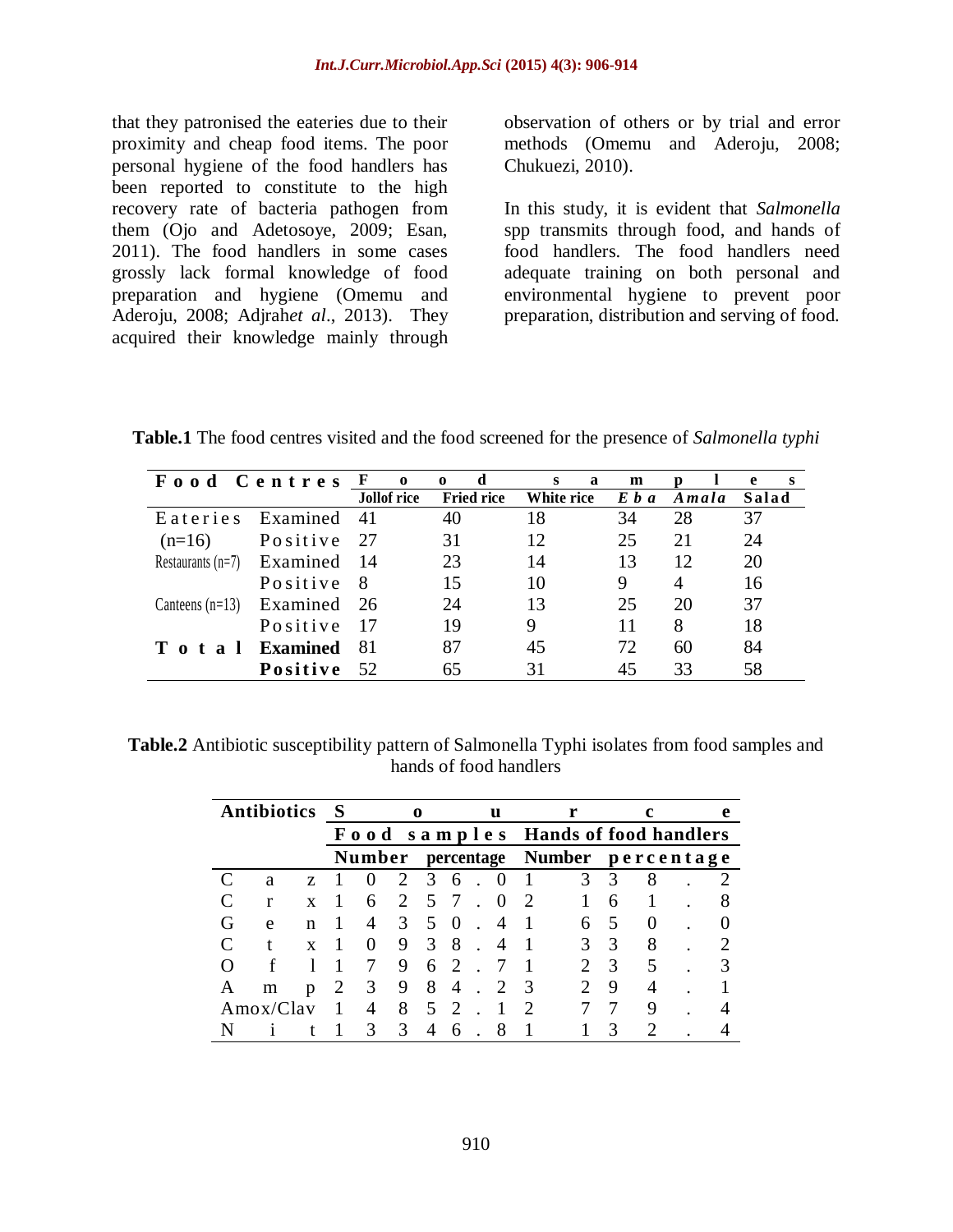that they patronised the eateries due to their proximity and cheap food items. The poor personal hygiene of the food handlers has been reported to constitute to the high recovery rate of bacteria pathogen from them (Ojo and Adetosoye, 2009; Esan, 2011). The food handlers in some cases grossly lack formal knowledge of food preparation and hygiene (Omemu and Aderoju, 2008; Adjrah*et al*., 2013). They acquired their knowledge mainly through observation of others or by trial and error methods (Omemu and Aderoju, 2008; Chukuezi, 2010).

In this study, it is evident that *Salmonella* spp transmits through food, and hands of food handlers. The food handlers need adequate training on both personal and environmental hygiene to prevent poor preparation, distribution and serving of food.

**Table.1** The food centres visited and the food screened for the presence of *Salmonella typhi*

| Food Centres | | Food samples | | | | | |
|---|---|---|---|---|---|---|---|
| | | **Jollof rice** | **Fried rice** | **White rice** | ***Eba*** | ***Amala*** | **Salad** |
| Eateries (n=16) | Examined | 41 | 40 | 18 | 34 | 28 | 37 |
| | Positive | 27 | 31 | 12 | 25 | 21 | 24 |
| Restaurants (n=7) | Examined | 14 | 23 | 14 | 13 | 12 | 20 |
| | Positive | 8 | 15 | 10 | 9 | 4 | 16 |
| Canteens (n=13) | Examined | 26 | 24 | 13 | 25 | 20 | 37 |
| | Positive | 17 | 19 | 9 | 11 | 8 | 18 |
| **Total** | **Examined** | 81 | 87 | 45 | 72 | 60 | 84 |
| | **Positive** | 52 | 65 | 31 | 45 | 33 | 58 |

**Table.2** Antibiotic susceptibility pattern of Salmonella Typhi isolates from food samples and hands of food handlers

| Antibiotics | Source | | | |
|---|---|---|---|---|
| | **Food samples** | | **Hands of food handlers** | |
| | **Number** | **percentage** | **Number** | **percentage** |
| Caz | 102 | 36.0 | 13 | 38.2 |
| Crx | 162 | 57.0 | 21 | 61.8 |
| Gen | 143 | 50.4 | 16 | 50.0 |
| Ctx | 109 | 38.4 | 13 | 38.2 |
| Ofl | 179 | 62.7 | 12 | 35.3 |
| Amp | 239 | 84.2 | 32 | 94.1 |
| Amox/Clav | 148 | 52.1 | 27 | 79.4 |
| Nit | 133 | 46.8 | 11 | 32.4 |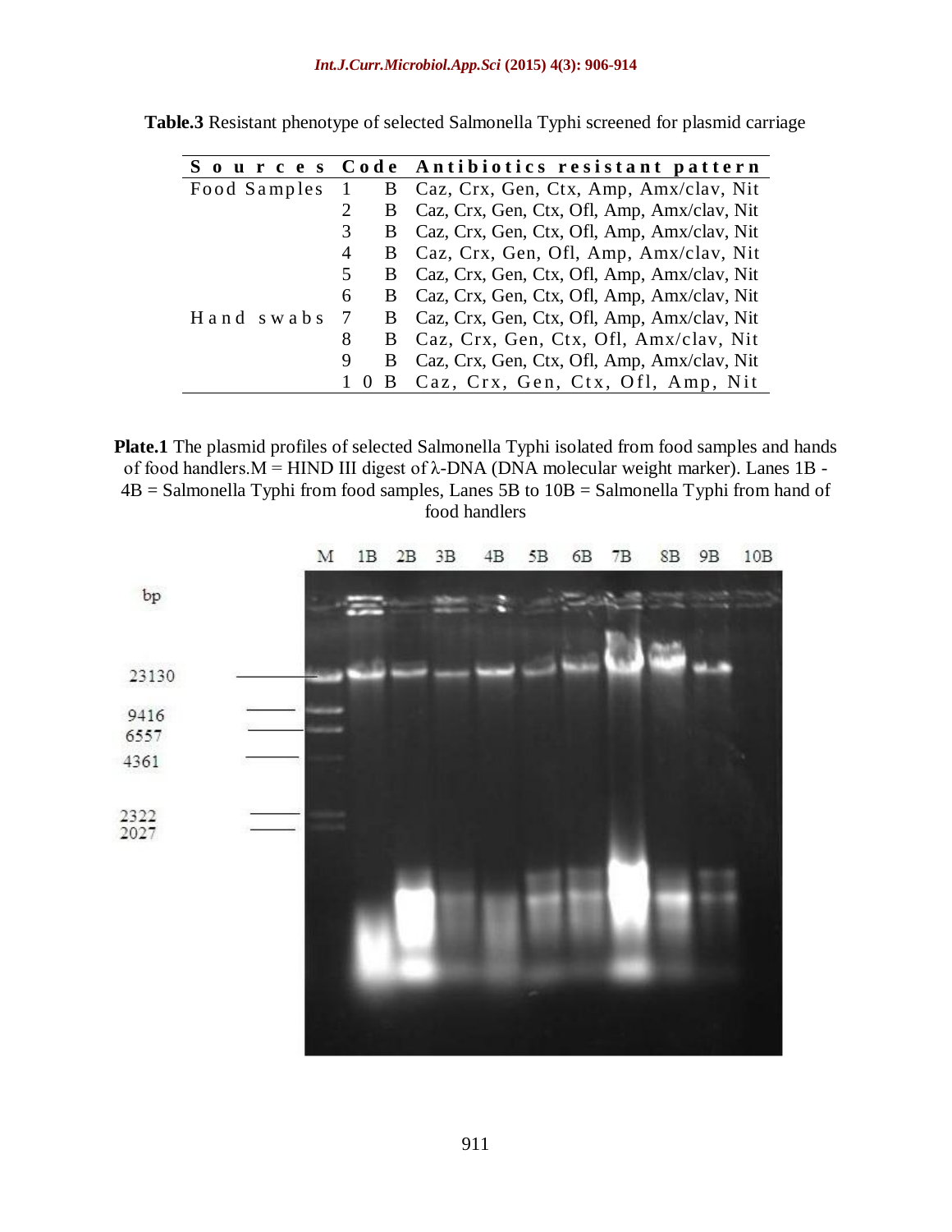**Table.3** Resistant phenotype of selected Salmonella Typhi screened for plasmid carriage

| Sources | Code | Antibiotics resistant pattern |
|---|---|---|
| Food Samples | 1 B | Caz, Crx, Gen, Ctx, Amp, Amx/clav, Nit |
| | 2 B | Caz, Crx, Gen, Ctx, Ofl, Amp, Amx/clav, Nit |
| | 3 B | Caz, Crx, Gen, Ctx, Ofl, Amp, Amx/clav, Nit |
| | 4 B | Caz, Crx, Gen, Ofl, Amp, Amx/clav, Nit |
| | 5 B | Caz, Crx, Gen, Ctx, Ofl, Amp, Amx/clav, Nit |
| | 6 B | Caz, Crx, Gen, Ctx, Ofl, Amp, Amx/clav, Nit |
| Hand swabs | 7 B | Caz, Crx, Gen, Ctx, Ofl, Amp, Amx/clav, Nit |
| | 8 B | Caz, Crx, Gen, Ctx, Ofl, Amx/clav, Nit |
| | 9 B | Caz, Crx, Gen, Ctx, Ofl, Amp, Amx/clav, Nit |
| | 10 B | Caz, Crx, Gen, Ctx, Ofl, Amp, Nit |

**Plate.1** The plasmid profiles of selected Salmonella Typhi isolated from food samples and hands of food handlers.M = HIND III digest of λ-DNA (DNA molecular weight marker). Lanes 1B - 4B = Salmonella Typhi from food samples, Lanes 5B to 10B = Salmonella Typhi from hand of food handlers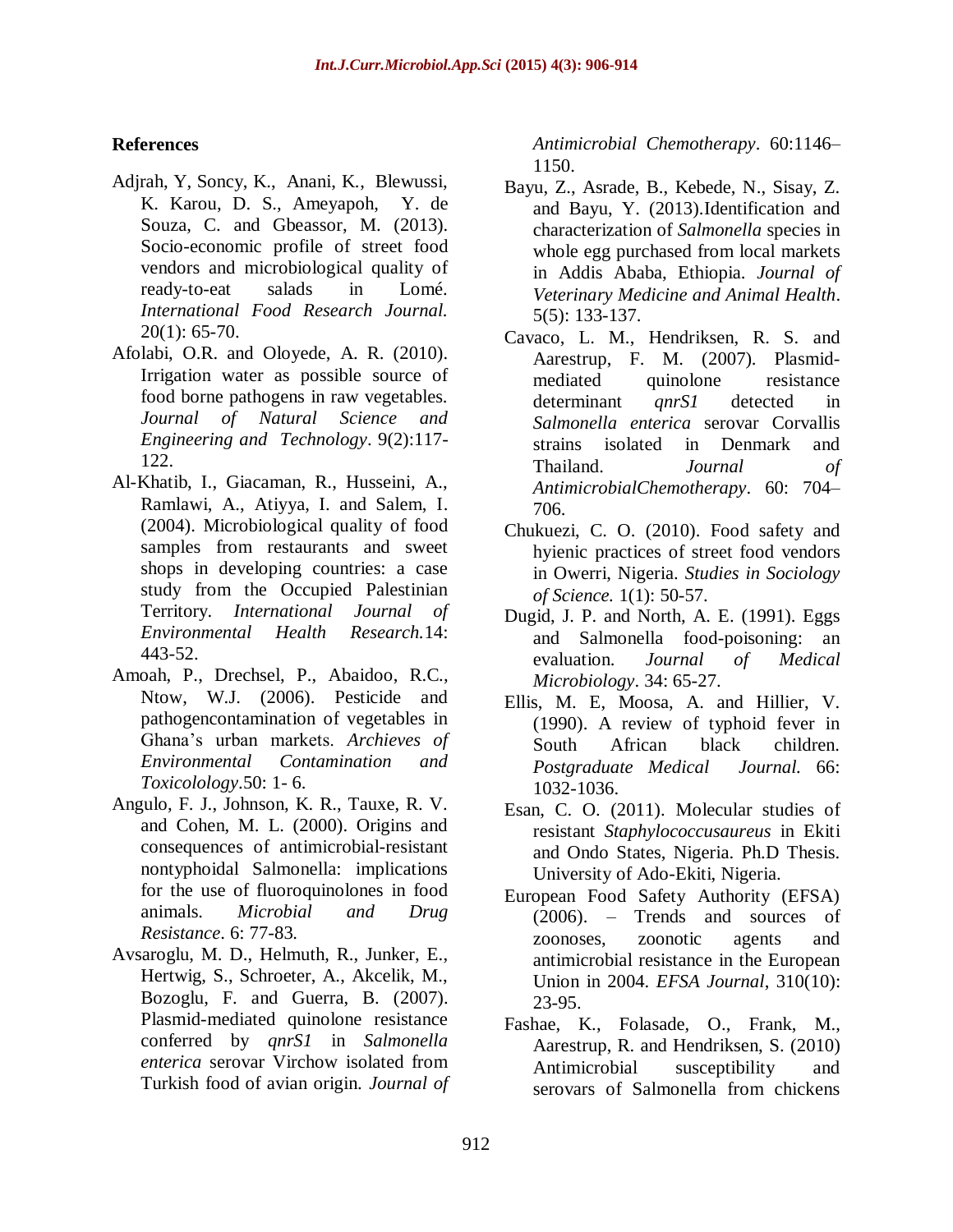## References

Adjrah, Y, Soncy, K., Anani, K., Blewussi, K. Karou, D. S., Ameyapoh, Y. de Souza, C. and Gbeassor, M. (2013). Socio-economic profile of street food vendors and microbiological quality of ready-to-eat salads in Lomé. *International Food Research Journal.* 20(1): 65-70.

Afolabi, O.R. and Oloyede, A. R. (2010). Irrigation water as possible source of food borne pathogens in raw vegetables. *Journal of Natural Science and Engineering and Technology*. 9(2):117-122.

Al-Khatib, I., Giacaman, R., Husseini, A., Ramlawi, A., Atiyya, I. and Salem, I. (2004). Microbiological quality of food samples from restaurants and sweet shops in developing countries: a case study from the Occupied Palestinian Territory. *International Journal of Environmental Health Research.*14: 443-52.

Amoah, P., Drechsel, P., Abaidoo, R.C., Ntow, W.J. (2006). Pesticide and pathogencontamination of vegetables in Ghana's urban markets. *Archieves of Environmental Contamination and Toxicolology*.50: 1- 6.

Angulo, F. J., Johnson, K. R., Tauxe, R. V. and Cohen, M. L. (2000). Origins and consequences of antimicrobial-resistant nontyphoidal Salmonella: implications for the use of fluoroquinolones in food animals. *Microbial and Drug Resistance*. 6: 77-83.

Avsaroglu, M. D., Helmuth, R., Junker, E., Hertwig, S., Schroeter, A., Akcelik, M., Bozoglu, F. and Guerra, B. (2007). Plasmid-mediated quinolone resistance conferred by *qnrS1* in *Salmonella enterica* serovar Virchow isolated from Turkish food of avian origin. *Journal of Antimicrobial Chemotherapy*. 60:1146–1150.

Bayu, Z., Asrade, B., Kebede, N., Sisay, Z. and Bayu, Y. (2013).Identification and characterization of *Salmonella* species in whole egg purchased from local markets in Addis Ababa, Ethiopia. *Journal of Veterinary Medicine and Animal Health*. 5(5): 133-137.

Cavaco, L. M., Hendriksen, R. S. and Aarestrup, F. M. (2007). Plasmid-mediated quinolone resistance determinant *qnrS1* detected in *Salmonella enterica* serovar Corvallis strains isolated in Denmark and Thailand. *Journal of AntimicrobialChemotherapy*. 60: 704–706.

Chukuezi, C. O. (2010). Food safety and hyienic practices of street food vendors in Owerri, Nigeria. *Studies in Sociology of Science.* 1(1): 50-57.

Dugid, J. P. and North, A. E. (1991). Eggs and Salmonella food-poisoning: an evaluation. *Journal of Medical Microbiology*. 34: 65-27.

Ellis, M. E, Moosa, A. and Hillier, V. (1990). A review of typhoid fever in South African black children. *Postgraduate Medical Journal.* 66: 1032-1036.

Esan, C. O. (2011). Molecular studies of resistant *Staphylococcusaureus* in Ekiti and Ondo States, Nigeria. Ph.D Thesis. University of Ado-Ekiti, Nigeria.

European Food Safety Authority (EFSA) (2006). – Trends and sources of zoonoses, zoonotic agents and antimicrobial resistance in the European Union in 2004. *EFSA Journal*, 310(10): 23-95.

Fashae, K., Folasade, O., Frank, M., Aarestrup, R. and Hendriksen, S. (2010) Antimicrobial susceptibility and serovars of Salmonella from chickens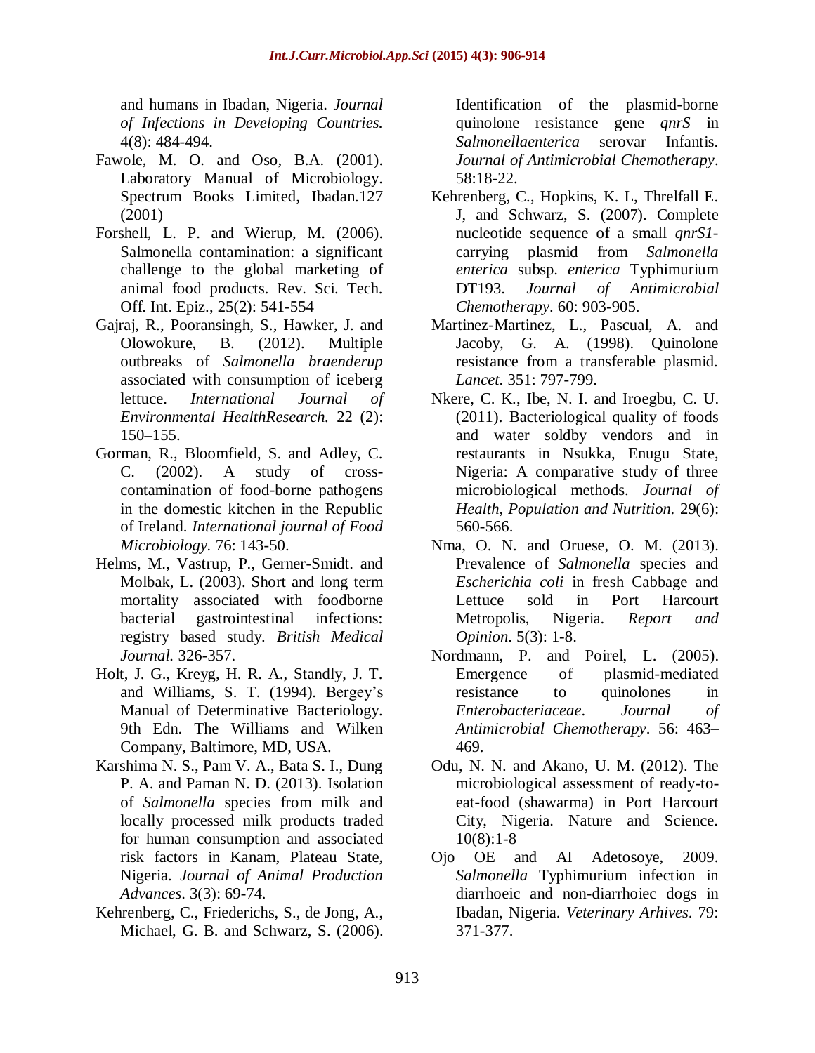and humans in Ibadan, Nigeria. *Journal of Infections in Developing Countries.* 4(8): 484-494.

Fawole, M. O. and Oso, B.A. (2001). Laboratory Manual of Microbiology. Spectrum Books Limited, Ibadan.127 (2001)

Forshell, L. P. and Wierup, M. (2006). Salmonella contamination: a significant challenge to the global marketing of animal food products. Rev. Sci. Tech. Off. Int. Epiz., 25(2): 541-554

Gajraj, R., Pooransingh, S., Hawker, J. and Olowokure, B. (2012). Multiple outbreaks of *Salmonella braenderup* associated with consumption of iceberg lettuce. *International Journal of Environmental HealthResearch.* 22 (2): 150–155.

Gorman, R., Bloomfield, S. and Adley, C. C. (2002). A study of cross-contamination of food-borne pathogens in the domestic kitchen in the Republic of Ireland. *International journal of Food Microbiology.* 76: 143-50.

Helms, M., Vastrup, P., Gerner-Smidt. and Molbak, L. (2003). Short and long term mortality associated with foodborne bacterial gastrointestinal infections: registry based study. *British Medical Journal.* 326-357.

Holt, J. G., Kreyg, H. R. A., Standly, J. T. and Williams, S. T. (1994). Bergey's Manual of Determinative Bacteriology. 9th Edn. The Williams and Wilken Company, Baltimore, MD, USA.

Karshima N. S., Pam V. A., Bata S. I., Dung P. A. and Paman N. D. (2013). Isolation of *Salmonella* species from milk and locally processed milk products traded for human consumption and associated risk factors in Kanam, Plateau State, Nigeria. *Journal of Animal Production Advances*. 3(3): 69-74.

Kehrenberg, C., Friederichs, S., de Jong, A., Michael, G. B. and Schwarz, S. (2006). Identification of the plasmid-borne quinolone resistance gene *qnrS* in *Salmonellaenterica* serovar Infantis. *Journal of Antimicrobial Chemotherapy*. 58:18-22.

Kehrenberg, C., Hopkins, K. L, Threlfall E. J, and Schwarz, S. (2007). Complete nucleotide sequence of a small *qnrS1*-carrying plasmid from *Salmonella enterica* subsp. *enterica* Typhimurium DT193. *Journal of Antimicrobial Chemotherapy*. 60: 903-905.

Martinez-Martinez, L., Pascual, A. and Jacoby, G. A. (1998). Quinolone resistance from a transferable plasmid. *Lancet*. 351: 797-799.

Nkere, C. K., Ibe, N. I. and Iroegbu, C. U. (2011). Bacteriological quality of foods and water soldby vendors and in restaurants in Nsukka, Enugu State, Nigeria: A comparative study of three microbiological methods. *Journal of Health, Population and Nutrition.* 29(6): 560-566.

Nma, O. N. and Oruese, O. M. (2013). Prevalence of *Salmonella* species and *Escherichia coli* in fresh Cabbage and Lettuce sold in Port Harcourt Metropolis, Nigeria. *Report and Opinion*. 5(3): 1-8.

Nordmann, P. and Poirel, L. (2005). Emergence of plasmid-mediated resistance to quinolones in *Enterobacteriaceae*. *Journal of Antimicrobial Chemotherapy*. 56: 463–469.

Odu, N. N. and Akano, U. M. (2012). The microbiological assessment of ready-to-eat-food (shawarma) in Port Harcourt City, Nigeria. Nature and Science. 10(8):1-8

Ojo OE and AI Adetosoye, 2009. *Salmonella* Typhimurium infection in diarrhoeic and non-diarrhoiec dogs in Ibadan, Nigeria. *Veterinary Arhives*. 79: 371-377.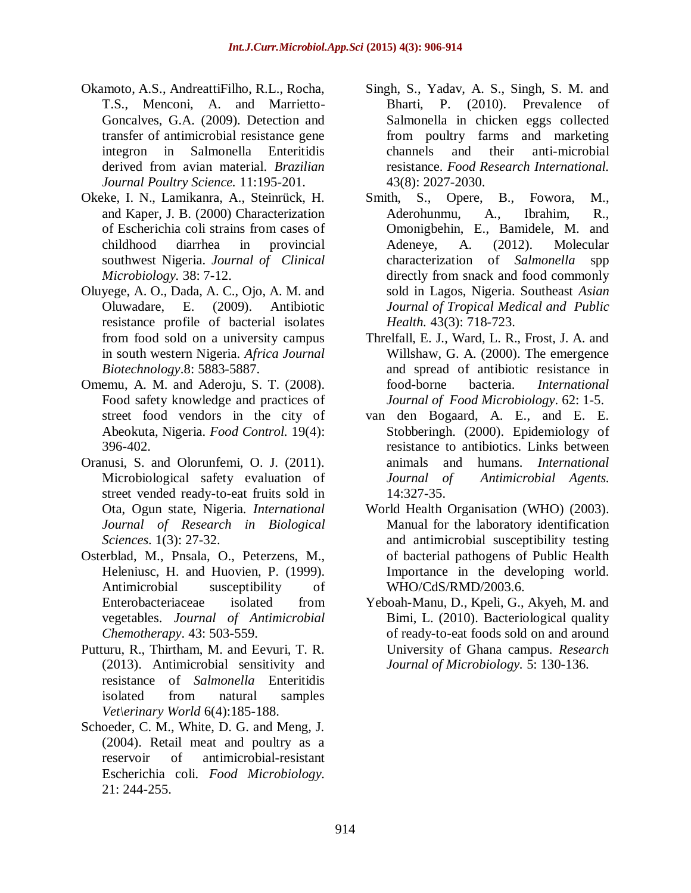Okamoto, A.S., AndreattiFilho, R.L., Rocha, T.S., Menconi, A. and Marrietto-Goncalves, G.A. (2009). Detection and transfer of antimicrobial resistance gene integron in Salmonella Enteritidis derived from avian material. *Brazilian Journal Poultry Science.* 11:195-201.

Okeke, I. N., Lamikanra, A., Steinrück, H. and Kaper, J. B. (2000) Characterization of Escherichia coli strains from cases of childhood diarrhea in provincial southwest Nigeria. *Journal of Clinical Microbiology.* 38: 7-12.

Oluyege, A. O., Dada, A. C., Ojo, A. M. and Oluwadare, E. (2009). Antibiotic resistance profile of bacterial isolates from food sold on a university campus in south western Nigeria. *Africa Journal Biotechnology*.8: 5883-5887.

Omemu, A. M. and Aderoju, S. T. (2008). Food safety knowledge and practices of street food vendors in the city of Abeokuta, Nigeria. *Food Control.* 19(4): 396-402.

Oranusi, S. and Olorunfemi, O. J. (2011). Microbiological safety evaluation of street vended ready-to-eat fruits sold in Ota, Ogun state, Nigeria. *International Journal of Research in Biological Sciences.* 1(3): 27-32.

Osterblad, M., Pnsala, O., Peterzens, M., Heleniusc, H. and Huovien, P. (1999). Antimicrobial susceptibility of Enterobacteriaceae isolated from vegetables. *Journal of Antimicrobial Chemotherapy.* 43: 503-559.

Putturu, R., Thirtham, M. and Eevuri, T. R. (2013). Antimicrobial sensitivity and resistance of *Salmonella* Enteritidis isolated from natural samples *Vet\erinary World* 6(4):185-188.

Schoeder, C. M., White, D. G. and Meng, J. (2004). Retail meat and poultry as a reservoir of antimicrobial-resistant Escherichia coli. *Food Microbiology.* 21: 244-255.

Singh, S., Yadav, A. S., Singh, S. M. and Bharti, P. (2010). Prevalence of Salmonella in chicken eggs collected from poultry farms and marketing channels and their anti-microbial resistance. *Food Research International.* 43(8): 2027-2030.

Smith, S., Opere, B., Fowora, M., Aderohunmu, A., Ibrahim, R., Omonigbehin, E., Bamidele, M. and Adeneye, A. (2012). Molecular characterization of *Salmonella* spp directly from snack and food commonly sold in Lagos, Nigeria. Southeast *Asian Journal of Tropical Medical and Public Health.* 43(3): 718-723.

Threlfall, E. J., Ward, L. R., Frost, J. A. and Willshaw, G. A. (2000). The emergence and spread of antibiotic resistance in food-borne bacteria. *International Journal of Food Microbiology*. 62: 1-5.

van den Bogaard, A. E., and E. E. Stobberingh. (2000). Epidemiology of resistance to antibiotics. Links between animals and humans. *International Journal of Antimicrobial Agents.* 14:327-35.

World Health Organisation (WHO) (2003). Manual for the laboratory identification and antimicrobial susceptibility testing of bacterial pathogens of Public Health Importance in the developing world. WHO/CdS/RMD/2003.6.

Yeboah-Manu, D., Kpeli, G., Akyeh, M. and Bimi, L. (2010). Bacteriological quality of ready-to-eat foods sold on and around University of Ghana campus. *Research Journal of Microbiology.* 5: 130-136.